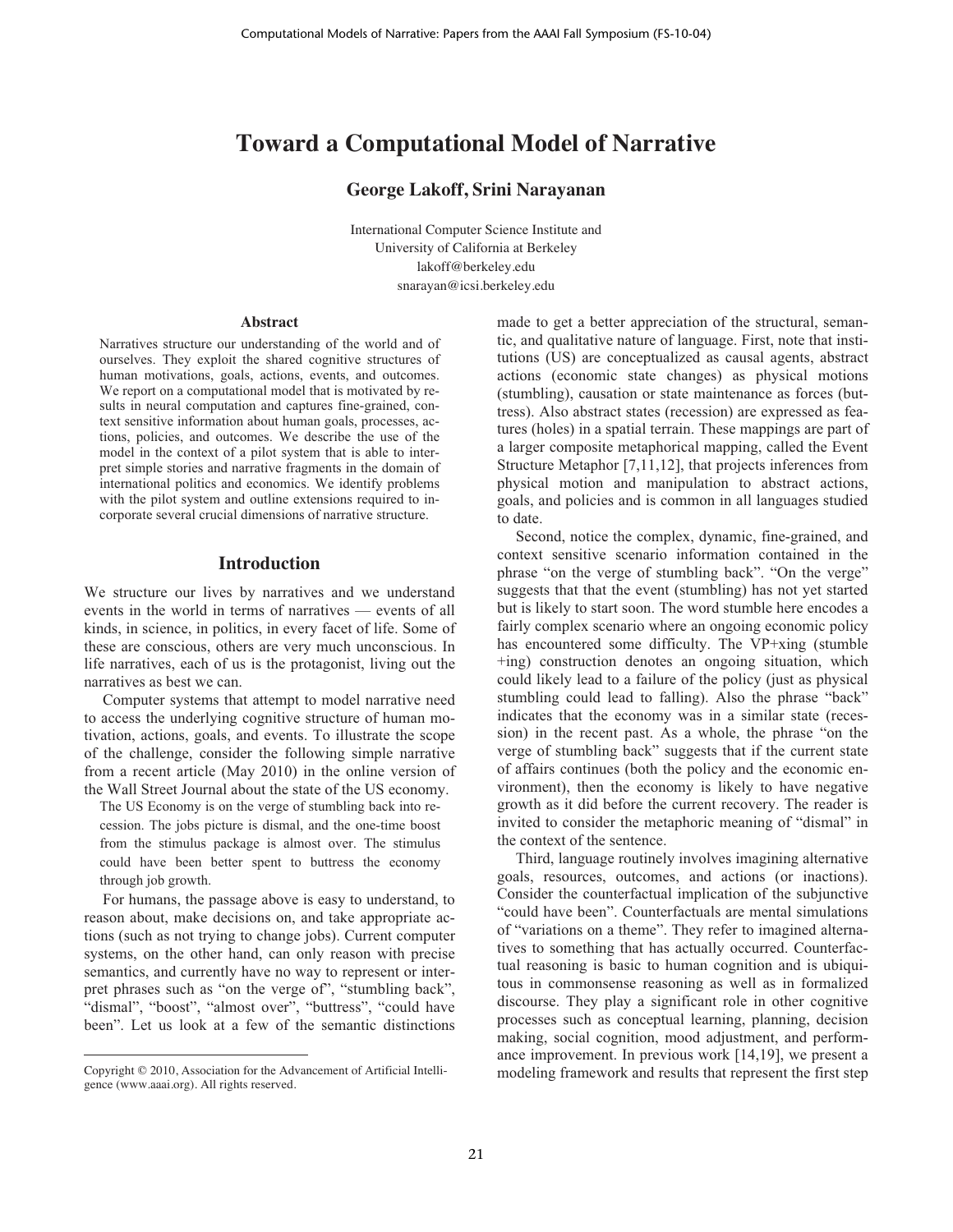# Toward a Computational Model of Narrative

**George Lakoff, Srini Narayanan**

International Computer Science Institute and
University of California at Berkeley
lakoff@berkeley.edu
snarayan@icsi.berkeley.edu

### Abstract

Narratives structure our understanding of the world and of ourselves. They exploit the shared cognitive structures of human motivations, goals, actions, events, and outcomes. We report on a computational model that is motivated by results in neural computation and captures fine-grained, context sensitive information about human goals, processes, actions, policies, and outcomes. We describe the use of the model in the context of a pilot system that is able to interpret simple stories and narrative fragments in the domain of international politics and economics. We identify problems with the pilot system and outline extensions required to incorporate several crucial dimensions of narrative structure.

## Introduction

We structure our lives by narratives and we understand events in the world in terms of narratives — events of all kinds, in science, in politics, in every facet of life. Some of these are conscious, others are very much unconscious. In life narratives, each of us is the protagonist, living out the narratives as best we can.

Computer systems that attempt to model narrative need to access the underlying cognitive structure of human motivation, actions, goals, and events. To illustrate the scope of the challenge, consider the following simple narrative from a recent article (May 2010) in the online version of the Wall Street Journal about the state of the US economy.

> The US Economy is on the verge of stumbling back into recession. The jobs picture is dismal, and the one-time boost from the stimulus package is almost over. The stimulus could have been better spent to buttress the economy through job growth.

For humans, the passage above is easy to understand, to reason about, make decisions on, and take appropriate actions (such as not trying to change jobs). Current computer systems, on the other hand, can only reason with precise semantics, and currently have no way to represent or interpret phrases such as "on the verge of", "stumbling back", "dismal", "boost", "almost over", "buttress", "could have been". Let us look at a few of the semantic distinctions made to get a better appreciation of the structural, semantic, and qualitative nature of language. First, note that institutions (US) are conceptualized as causal agents, abstract actions (economic state changes) as physical motions (stumbling), causation or state maintenance as forces (buttress). Also abstract states (recession) are expressed as features (holes) in a spatial terrain. These mappings are part of a larger composite metaphorical mapping, called the Event Structure Metaphor [7,11,12], that projects inferences from physical motion and manipulation to abstract actions, goals, and policies and is common in all languages studied to date.

Second, notice the complex, dynamic, fine-grained, and context sensitive scenario information contained in the phrase "on the verge of stumbling back". "On the verge" suggests that that the event (stumbling) has not yet started but is likely to start soon. The word stumble here encodes a fairly complex scenario where an ongoing economic policy has encountered some difficulty. The VP+xing (stumble +ing) construction denotes an ongoing situation, which could likely lead to a failure of the policy (just as physical stumbling could lead to falling). Also the phrase "back" indicates that the economy was in a similar state (recession) in the recent past. As a whole, the phrase "on the verge of stumbling back" suggests that if the current state of affairs continues (both the policy and the economic environment), then the economy is likely to have negative growth as it did before the current recovery. The reader is invited to consider the metaphoric meaning of "dismal" in the context of the sentence.

Third, language routinely involves imagining alternative goals, resources, outcomes, and actions (or inactions). Consider the counterfactual implication of the subjunctive "could have been". Counterfactuals are mental simulations of "variations on a theme". They refer to imagined alternatives to something that has actually occurred. Counterfactual reasoning is basic to human cognition and is ubiquitous in commonsense reasoning as well as in formalized discourse. They play a significant role in other cognitive processes such as conceptual learning, planning, decision making, social cognition, mood adjustment, and performance improvement. In previous work [14,19], we present a modeling framework and results that represent the first step

---

Copyright © 2010, Association for the Advancement of Artificial Intelligence (www.aaai.org). All rights reserved.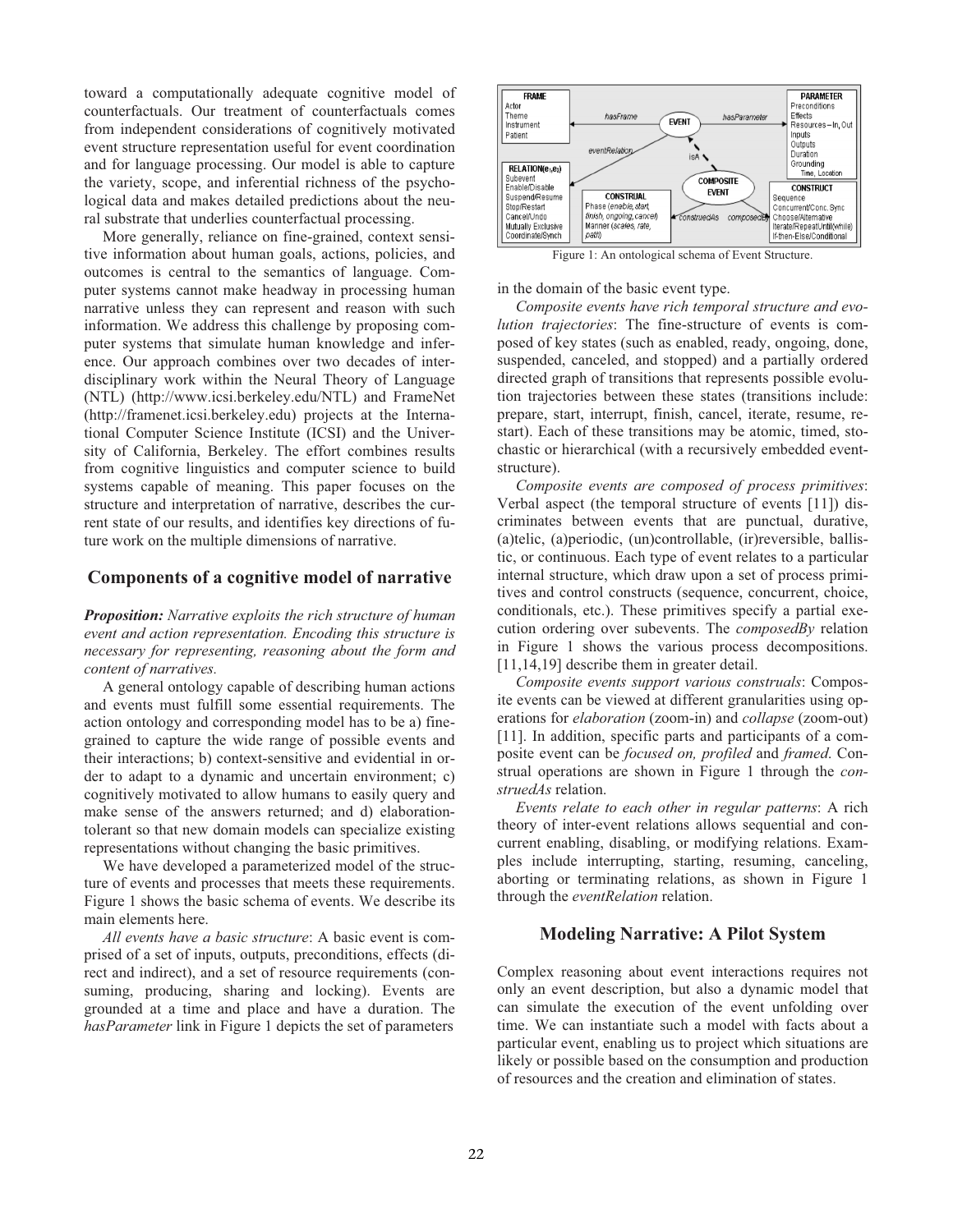toward a computationally adequate cognitive model of counterfactuals. Our treatment of counterfactuals comes from independent considerations of cognitively motivated event structure representation useful for event coordination and for language processing. Our model is able to capture the variety, scope, and inferential richness of the psychological data and makes detailed predictions about the neural substrate that underlies counterfactual processing.

More generally, reliance on fine-grained, context sensitive information about human goals, actions, policies, and outcomes is central to the semantics of language. Computer systems cannot make headway in processing human narrative unless they can represent and reason with such information. We address this challenge by proposing computer systems that simulate human knowledge and inference. Our approach combines over two decades of interdisciplinary work within the Neural Theory of Language (NTL) (http://www.icsi.berkeley.edu/NTL) and FrameNet (http://framenet.icsi.berkeley.edu) projects at the International Computer Science Institute (ICSI) and the University of California, Berkeley. The effort combines results from cognitive linguistics and computer science to build systems capable of meaning. This paper focuses on the structure and interpretation of narrative, describes the current state of our results, and identifies key directions of future work on the multiple dimensions of narrative.

## Components of a cognitive model of narrative

***Proposition:*** *Narrative exploits the rich structure of human event and action representation. Encoding this structure is necessary for representing, reasoning about the form and content of narratives.*

A general ontology capable of describing human actions and events must fulfill some essential requirements. The action ontology and corresponding model has to be a) fine-grained to capture the wide range of possible events and their interactions; b) context-sensitive and evidential in order to adapt to a dynamic and uncertain environment; c) cognitively motivated to allow humans to easily query and make sense of the answers returned; and d) elaboration-tolerant so that new domain models can specialize existing representations without changing the basic primitives.

We have developed a parameterized model of the structure of events and processes that meets these requirements. Figure 1 shows the basic schema of events. We describe its main elements here.

*All events have a basic structure*: A basic event is comprised of a set of inputs, outputs, preconditions, effects (direct and indirect), and a set of resource requirements (consuming, producing, sharing and locking). Events are grounded at a time and place and have a duration. The *hasParameter* link in Figure 1 depicts the set of parameters in the domain of the basic event type.

Figure 1: An ontological schema of Event Structure.

*Composite events have rich temporal structure and evolution trajectories*: The fine-structure of events is composed of key states (such as enabled, ready, ongoing, done, suspended, canceled, and stopped) and a partially ordered directed graph of transitions that represents possible evolution trajectories between these states (transitions include: prepare, start, interrupt, finish, cancel, iterate, resume, restart). Each of these transitions may be atomic, timed, stochastic or hierarchical (with a recursively embedded event-structure).

*Composite events are composed of process primitives*: Verbal aspect (the temporal structure of events [11]) discriminates between events that are punctual, durative, (a)telic, (a)periodic, (un)controllable, (ir)reversible, ballistic, or continuous. Each type of event relates to a particular internal structure, which draw upon a set of process primitives and control constructs (sequence, concurrent, choice, conditionals, etc.). These primitives specify a partial execution ordering over subevents. The *composedBy* relation in Figure 1 shows the various process decompositions. [11,14,19] describe them in greater detail.

*Composite events support various construals*: Composite events can be viewed at different granularities using operations for *elaboration* (zoom-in) and *collapse* (zoom-out) [11]. In addition, specific parts and participants of a composite event can be *focused on, profiled* and *framed*. Construal operations are shown in Figure 1 through the *construedAs* relation.

*Events relate to each other in regular patterns*: A rich theory of inter-event relations allows sequential and concurrent enabling, disabling, or modifying relations. Examples include interrupting, starting, resuming, canceling, aborting or terminating relations, as shown in Figure 1 through the *eventRelation* relation.

## Modeling Narrative: A Pilot System

Complex reasoning about event interactions requires not only an event description, but also a dynamic model that can simulate the execution of the event unfolding over time. We can instantiate such a model with facts about a particular event, enabling us to project which situations are likely or possible based on the consumption and production of resources and the creation and elimination of states.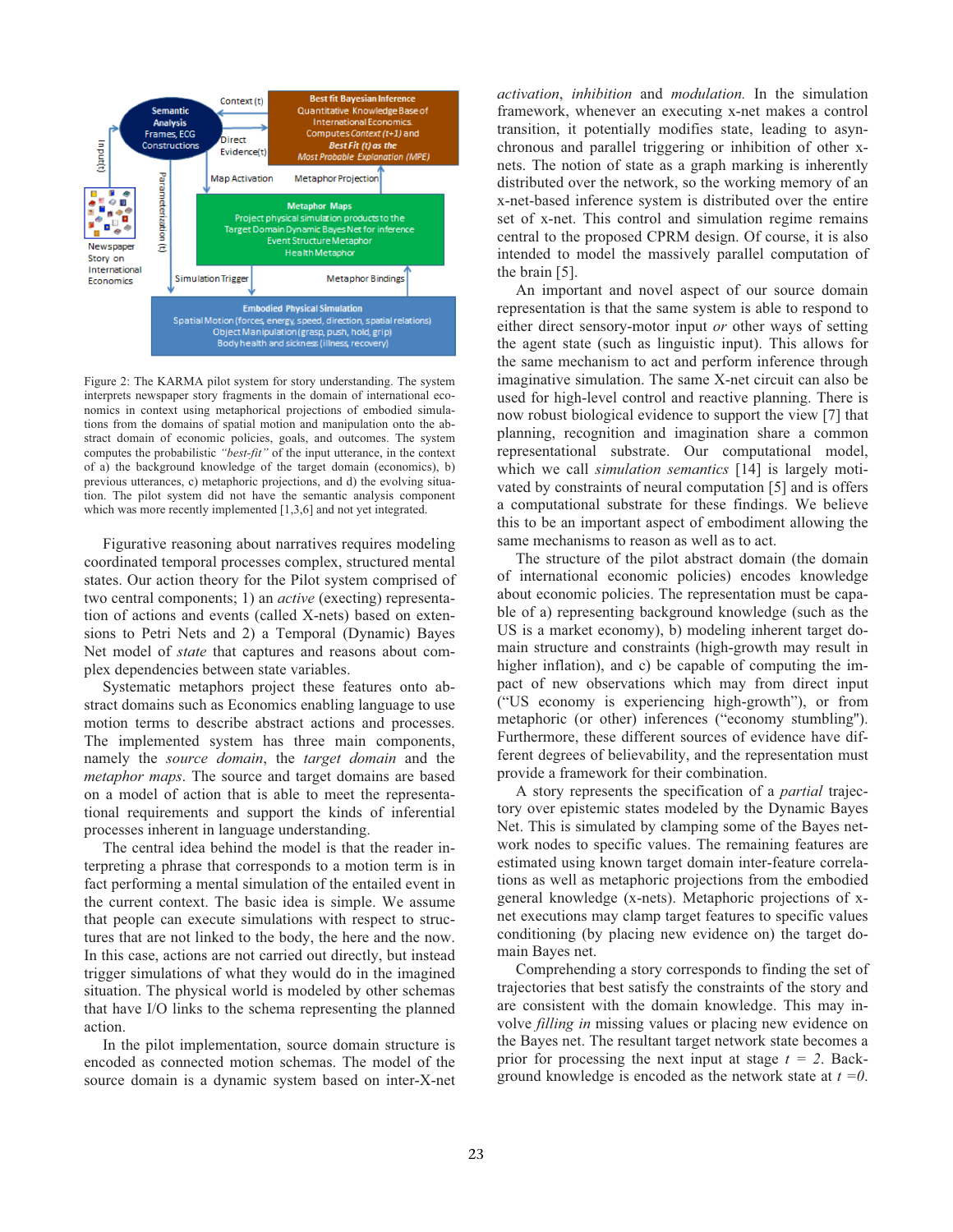Figure 2: The KARMA pilot system for story understanding. The system interprets newspaper story fragments in the domain of international economics in context using metaphorical projections of embodied simulations from the domains of spatial motion and manipulation onto the abstract domain of economic policies, goals, and outcomes. The system computes the probabilistic *"best-fit"* of the input utterance, in the context of a) the background knowledge of the target domain (economics), b) previous utterances, c) metaphoric projections, and d) the evolving situation. The pilot system did not have the semantic analysis component which was more recently implemented [1,3,6] and not yet integrated.

Figurative reasoning about narratives requires modeling coordinated temporal processes complex, structured mental states. Our action theory for the Pilot system comprised of two central components; 1) an *active* (execting) representation of actions and events (called X-nets) based on extensions to Petri Nets and 2) a Temporal (Dynamic) Bayes Net model of *state* that captures and reasons about complex dependencies between state variables.

Systematic metaphors project these features onto abstract domains such as Economics enabling language to use motion terms to describe abstract actions and processes. The implemented system has three main components, namely the *source domain*, the *target domain* and the *metaphor maps*. The source and target domains are based on a model of action that is able to meet the representational requirements and support the kinds of inferential processes inherent in language understanding.

The central idea behind the model is that the reader interpreting a phrase that corresponds to a motion term is in fact performing a mental simulation of the entailed event in the current context. The basic idea is simple. We assume that people can execute simulations with respect to structures that are not linked to the body, the here and the now. In this case, actions are not carried out directly, but instead trigger simulations of what they would do in the imagined situation. The physical world is modeled by other schemas that have I/O links to the schema representing the planned action.

In the pilot implementation, source domain structure is encoded as connected motion schemas. The model of the source domain is a dynamic system based on inter-X-net *activation*, *inhibition* and *modulation.* In the simulation framework, whenever an executing x-net makes a control transition, it potentially modifies state, leading to asynchronous and parallel triggering or inhibition of other x-nets. The notion of state as a graph marking is inherently distributed over the network, so the working memory of an x-net-based inference system is distributed over the entire set of x-net. This control and simulation regime remains central to the proposed CPRM design. Of course, it is also intended to model the massively parallel computation of the brain [5].

An important and novel aspect of our source domain representation is that the same system is able to respond to either direct sensory-motor input *or* other ways of setting the agent state (such as linguistic input). This allows for the same mechanism to act and perform inference through imaginative simulation. The same X-net circuit can also be used for high-level control and reactive planning. There is now robust biological evidence to support the view [7] that planning, recognition and imagination share a common representational substrate. Our computational model, which we call *simulation semantics* [14] is largely motivated by constraints of neural computation [5] and is offers a computational substrate for these findings. We believe this to be an important aspect of embodiment allowing the same mechanisms to reason as well as to act.

The structure of the pilot abstract domain (the domain of international economic policies) encodes knowledge about economic policies. The representation must be capable of a) representing background knowledge (such as the US is a market economy), b) modeling inherent target domain structure and constraints (high-growth may result in higher inflation), and c) be capable of computing the impact of new observations which may from direct input ("US economy is experiencing high-growth"), or from metaphoric (or other) inferences ("economy stumbling"). Furthermore, these different sources of evidence have different degrees of believability, and the representation must provide a framework for their combination.

A story represents the specification of a *partial* trajectory over epistemic states modeled by the Dynamic Bayes Net. This is simulated by clamping some of the Bayes network nodes to specific values. The remaining features are estimated using known target domain inter-feature correlations as well as metaphoric projections from the embodied general knowledge (x-nets). Metaphoric projections of x-net executions may clamp target features to specific values conditioning (by placing new evidence on) the target domain Bayes net.

Comprehending a story corresponds to finding the set of trajectories that best satisfy the constraints of the story and are consistent with the domain knowledge. This may involve *filling in* missing values or placing new evidence on the Bayes net. The resultant target network state becomes a prior for processing the next input at stage $t = 2$. Background knowledge is encoded as the network state at $t = 0$.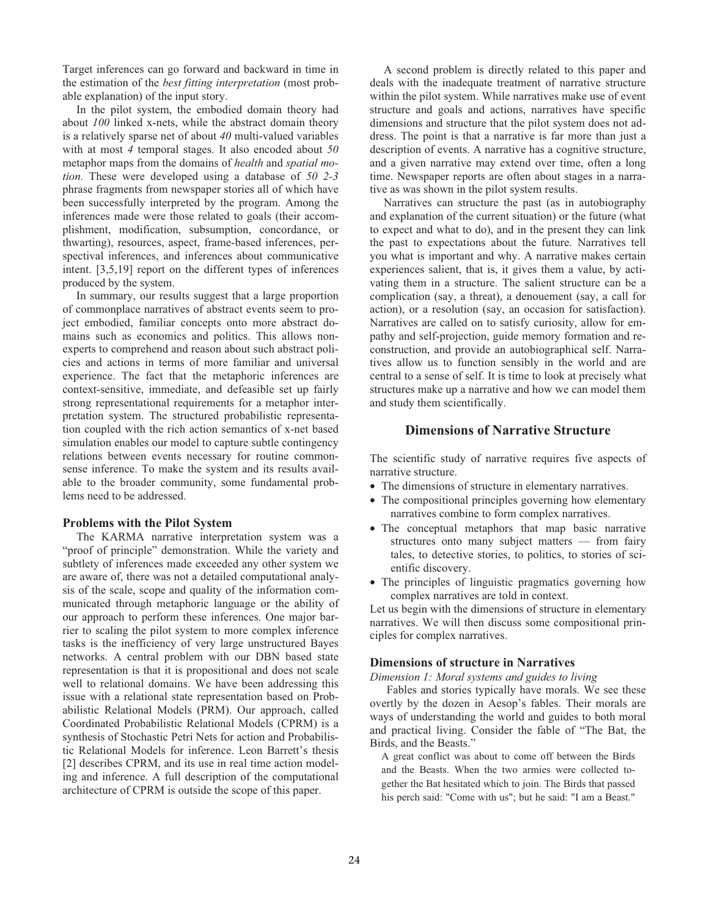Target inferences can go forward and backward in time in the estimation of the *best fitting interpretation* (most probable explanation) of the input story.

In the pilot system, the embodied domain theory had about *100* linked x-nets, while the abstract domain theory is a relatively sparse net of about *40* multi-valued variables with at most *4* temporal stages. It also encoded about *50* metaphor maps from the domains of *health* and *spatial motion*. These were developed using a database of *50 2-3* phrase fragments from newspaper stories all of which have been successfully interpreted by the program. Among the inferences made were those related to goals (their accomplishment, modification, subsumption, concordance, or thwarting), resources, aspect, frame-based inferences, perspectival inferences, and inferences about communicative intent. [3,5,19] report on the different types of inferences produced by the system.

In summary, our results suggest that a large proportion of commonplace narratives of abstract events seem to project embodied, familiar concepts onto more abstract domains such as economics and politics. This allows non-experts to comprehend and reason about such abstract policies and actions in terms of more familiar and universal experience. The fact that the metaphoric inferences are context-sensitive, immediate, and defeasible set up fairly strong representational requirements for a metaphor interpretation system. The structured probabilistic representation coupled with the rich action semantics of x-net based simulation enables our model to capture subtle contingency relations between events necessary for routine commonsense inference. To make the system and its results available to the broader community, some fundamental problems need to be addressed.

### Problems with the Pilot System

The KARMA narrative interpretation system was a "proof of principle" demonstration. While the variety and subtlety of inferences made exceeded any other system we are aware of, there was not a detailed computational analysis of the scale, scope and quality of the information communicated through metaphoric language or the ability of our approach to perform these inferences. One major barrier to scaling the pilot system to more complex inference tasks is the inefficiency of very large unstructured Bayes networks. A central problem with our DBN based state representation is that it is propositional and does not scale well to relational domains. We have been addressing this issue with a relational state representation based on Probabilistic Relational Models (PRM). Our approach, called Coordinated Probabilistic Relational Models (CPRM) is a synthesis of Stochastic Petri Nets for action and Probabilistic Relational Models for inference. Leon Barrett's thesis [2] describes CPRM, and its use in real time action modeling and inference. A full description of the computational architecture of CPRM is outside the scope of this paper.

A second problem is directly related to this paper and deals with the inadequate treatment of narrative structure within the pilot system. While narratives make use of event structure and goals and actions, narratives have specific dimensions and structure that the pilot system does not address. The point is that a narrative is far more than just a description of events. A narrative has a cognitive structure, and a given narrative may extend over time, often a long time. Newspaper reports are often about stages in a narrative as was shown in the pilot system results.

Narratives can structure the past (as in autobiography and explanation of the current situation) or the future (what to expect and what to do), and in the present they can link the past to expectations about the future. Narratives tell you what is important and why. A narrative makes certain experiences salient, that is, it gives them a value, by activating them in a structure. The salient structure can be a complication (say, a threat), a denouement (say, a call for action), or a resolution (say, an occasion for satisfaction). Narratives are called on to satisfy curiosity, allow for empathy and self-projection, guide memory formation and reconstruction, and provide an autobiographical self. Narratives allow us to function sensibly in the world and are central to a sense of self. It is time to look at precisely what structures make up a narrative and how we can model them and study them scientifically.

## Dimensions of Narrative Structure

The scientific study of narrative requires five aspects of narrative structure.

- The dimensions of structure in elementary narratives.
- The compositional principles governing how elementary narratives combine to form complex narratives.
- The conceptual metaphors that map basic narrative structures onto many subject matters — from fairy tales, to detective stories, to politics, to stories of scientific discovery.
- The principles of linguistic pragmatics governing how complex narratives are told in context.

Let us begin with the dimensions of structure in elementary narratives. We will then discuss some compositional principles for complex narratives.

### Dimensions of structure in Narratives

*Dimension 1: Moral systems and guides to living*

Fables and stories typically have morals. We see these overtly by the dozen in Aesop's fables. Their morals are ways of understanding the world and guides to both moral and practical living. Consider the fable of "The Bat, the Birds, and the Beasts."

> A great conflict was about to come off between the Birds and the Beasts. When the two armies were collected together the Bat hesitated which to join. The Birds that passed his perch said: "Come with us"; but he said: "I am a Beast."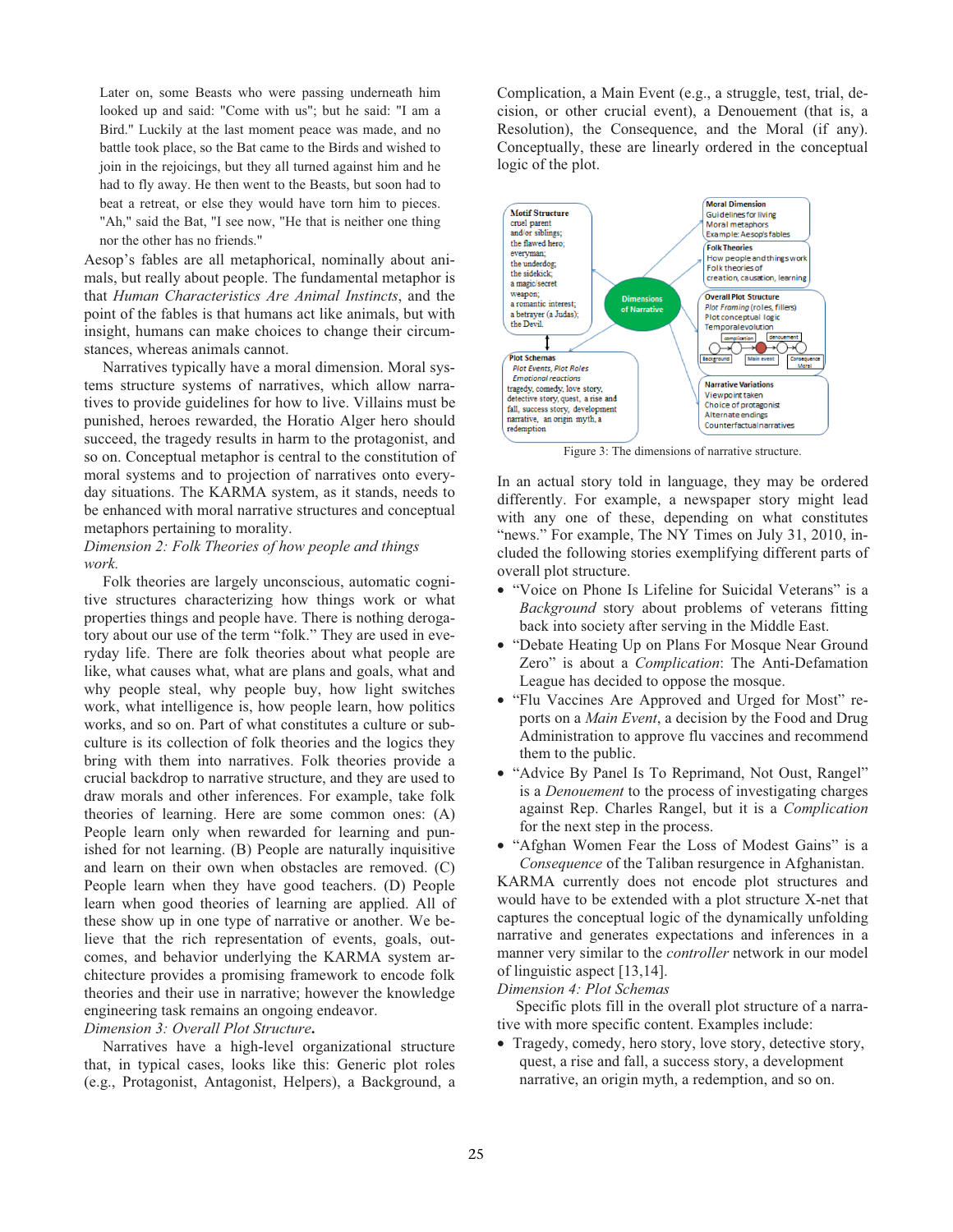Later on, some Beasts who were passing underneath him looked up and said: "Come with us"; but he said: "I am a Bird." Luckily at the last moment peace was made, and no battle took place, so the Bat came to the Birds and wished to join in the rejoicings, but they all turned against him and he had to fly away. He then went to the Beasts, but soon had to beat a retreat, or else they would have torn him to pieces. "Ah," said the Bat, "I see now, "He that is neither one thing nor the other has no friends."

Aesop's fables are all metaphorical, nominally about animals, but really about people. The fundamental metaphor is that *Human Characteristics Are Animal Instincts*, and the point of the fables is that humans act like animals, but with insight, humans can make choices to change their circumstances, whereas animals cannot.

Narratives typically have a moral dimension. Moral systems structure systems of narratives, which allow narratives to provide guidelines for how to live. Villains must be punished, heroes rewarded, the Horatio Alger hero should succeed, the tragedy results in harm to the protagonist, and so on. Conceptual metaphor is central to the constitution of moral systems and to projection of narratives onto everyday situations. The KARMA system, as it stands, needs to be enhanced with moral narrative structures and conceptual metaphors pertaining to morality.

*Dimension 2: Folk Theories of how people and things work.*

Folk theories are largely unconscious, automatic cognitive structures characterizing how things work or what properties things and people have. There is nothing derogatory about our use of the term "folk." They are used in everyday life. There are folk theories about what people are like, what causes what, what are plans and goals, what and why people steal, why people buy, how light switches work, what intelligence is, how people learn, how politics works, and so on. Part of what constitutes a culture or subculture is its collection of folk theories and the logics they bring with them into narratives. Folk theories provide a crucial backdrop to narrative structure, and they are used to draw morals and other inferences. For example, take folk theories of learning. Here are some common ones: (A) People learn only when rewarded for learning and punished for not learning. (B) People are naturally inquisitive and learn on their own when obstacles are removed. (C) People learn when they have good teachers. (D) People learn when good theories of learning are applied. All of these show up in one type of narrative or another. We believe that the rich representation of events, goals, outcomes, and behavior underlying the KARMA system architecture provides a promising framework to encode folk theories and their use in narrative; however the knowledge engineering task remains an ongoing endeavor.

*Dimension 3: Overall Plot Structure.*

Narratives have a high-level organizational structure that, in typical cases, looks like this: Generic plot roles (e.g., Protagonist, Antagonist, Helpers), a Background, a Complication, a Main Event (e.g., a struggle, test, trial, decision, or other crucial event), a Denouement (that is, a Resolution), the Consequence, and the Moral (if any). Conceptually, these are linearly ordered in the conceptual logic of the plot.

Figure 3: The dimensions of narrative structure.

In an actual story told in language, they may be ordered differently. For example, a newspaper story might lead with any one of these, depending on what constitutes "news." For example, The NY Times on July 31, 2010, included the following stories exemplifying different parts of overall plot structure.

- "Voice on Phone Is Lifeline for Suicidal Veterans" is a *Background* story about problems of veterans fitting back into society after serving in the Middle East.
- "Debate Heating Up on Plans For Mosque Near Ground Zero" is about a *Complication*: The Anti-Defamation League has decided to oppose the mosque.
- "Flu Vaccines Are Approved and Urged for Most" reports on a *Main Event*, a decision by the Food and Drug Administration to approve flu vaccines and recommend them to the public.
- "Advice By Panel Is To Reprimand, Not Oust, Rangel" is a *Denouement* to the process of investigating charges against Rep. Charles Rangel, but it is a *Complication* for the next step in the process.
- "Afghan Women Fear the Loss of Modest Gains" is a *Consequence* of the Taliban resurgence in Afghanistan.

KARMA currently does not encode plot structures and would have to be extended with a plot structure X-net that captures the conceptual logic of the dynamically unfolding narrative and generates expectations and inferences in a manner very similar to the *controller* network in our model of linguistic aspect [13,14].

*Dimension 4: Plot Schemas*

Specific plots fill in the overall plot structure of a narrative with more specific content. Examples include:

- Tragedy, comedy, hero story, love story, detective story, quest, a rise and fall, a success story, a development narrative, an origin myth, a redemption, and so on.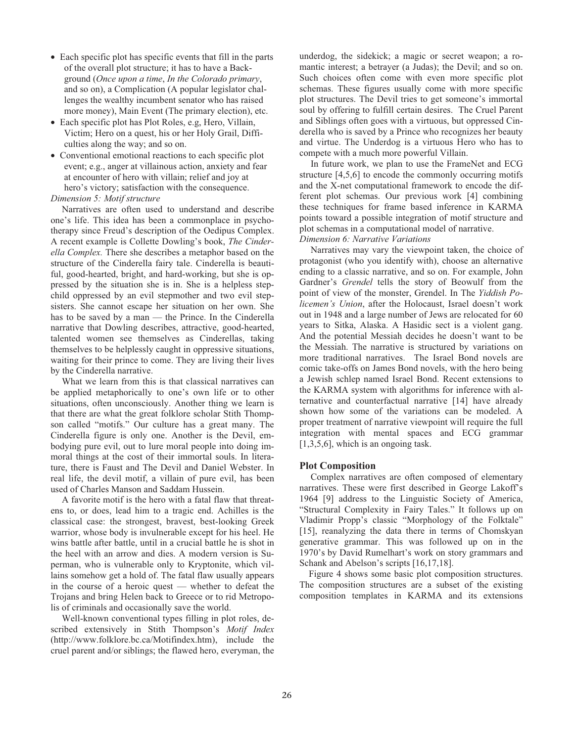- Each specific plot has specific events that fill in the parts of the overall plot structure; it has to have a Background (*Once upon a time*, *In the Colorado primary*, and so on), a Complication (A popular legislator challenges the wealthy incumbent senator who has raised more money), Main Event (The primary election), etc.
- Each specific plot has Plot Roles, e.g, Hero, Villain, Victim; Hero on a quest, his or her Holy Grail, Difficulties along the way; and so on.
- Conventional emotional reactions to each specific plot event; e.g., anger at villainous action, anxiety and fear at encounter of hero with villain; relief and joy at hero's victory; satisfaction with the consequence.

*Dimension 5: Motif structure*

Narratives are often used to understand and describe one's life. This idea has been a commonplace in psychotherapy since Freud's description of the Oedipus Complex. A recent example is Collette Dowling's book, *The Cinderella Complex.* There she describes a metaphor based on the structure of the Cinderella fairy tale. Cinderella is beautiful, good-hearted, bright, and hard-working, but she is oppressed by the situation she is in. She is a helpless stepchild oppressed by an evil stepmother and two evil stepsisters. She cannot escape her situation on her own. She has to be saved by a man — the Prince. In the Cinderella narrative that Dowling describes, attractive, good-hearted, talented women see themselves as Cinderellas, taking themselves to be helplessly caught in oppressive situations, waiting for their prince to come. They are living their lives by the Cinderella narrative.

What we learn from this is that classical narratives can be applied metaphorically to one's own life or to other situations, often unconsciously. Another thing we learn is that there are what the great folklore scholar Stith Thompson called "motifs." Our culture has a great many. The Cinderella figure is only one. Another is the Devil, embodying pure evil, out to lure moral people into doing immoral things at the cost of their immortal souls. In literature, there is Faust and The Devil and Daniel Webster. In real life, the devil motif, a villain of pure evil, has been used of Charles Manson and Saddam Hussein.

A favorite motif is the hero with a fatal flaw that threatens to, or does, lead him to a tragic end. Achilles is the classical case: the strongest, bravest, best-looking Greek warrior, whose body is invulnerable except for his heel. He wins battle after battle, until in a crucial battle he is shot in the heel with an arrow and dies. A modern version is Superman, who is vulnerable only to Kryptonite, which villains somehow get a hold of. The fatal flaw usually appears in the course of a heroic quest — whether to defeat the Trojans and bring Helen back to Greece or to rid Metropolis of criminals and occasionally save the world.

Well-known conventional types filling in plot roles, described extensively in Stith Thompson's *Motif Index* (http://www.folklore.bc.ca/Motifindex.htm), include the cruel parent and/or siblings; the flawed hero, everyman, the underdog, the sidekick; a magic or secret weapon; a romantic interest; a betrayer (a Judas); the Devil; and so on. Such choices often come with even more specific plot schemas. These figures usually come with more specific plot structures. The Devil tries to get someone's immortal soul by offering to fulfill certain desires. The Cruel Parent and Siblings often goes with a virtuous, but oppressed Cinderella who is saved by a Prince who recognizes her beauty and virtue. The Underdog is a virtuous Hero who has to compete with a much more powerful Villain.

In future work, we plan to use the FrameNet and ECG structure [4,5,6] to encode the commonly occurring motifs and the X-net computational framework to encode the different plot schemas. Our previous work [4] combining these techniques for frame based inference in KARMA points toward a possible integration of motif structure and plot schemas in a computational model of narrative.

*Dimension 6: Narrative Variations*

Narratives may vary the viewpoint taken, the choice of protagonist (who you identify with), choose an alternative ending to a classic narrative, and so on. For example, John Gardner's *Grendel* tells the story of Beowulf from the point of view of the monster, Grendel. In The *Yiddish Policemen's Union*, after the Holocaust, Israel doesn't work out in 1948 and a large number of Jews are relocated for 60 years to Sitka, Alaska. A Hasidic sect is a violent gang. And the potential Messiah decides he doesn't want to be the Messiah. The narrative is structured by variations on more traditional narratives. The Israel Bond novels are comic take-offs on James Bond novels, with the hero being a Jewish schlep named Israel Bond. Recent extensions to the KARMA system with algorithms for inference with alternative and counterfactual narrative [14] have already shown how some of the variations can be modeled. A proper treatment of narrative viewpoint will require the full integration with mental spaces and ECG grammar [1,3,5,6], which is an ongoing task.

## Plot Composition

Complex narratives are often composed of elementary narratives. These were first described in George Lakoff's 1964 [9] address to the Linguistic Society of America, "Structural Complexity in Fairy Tales." It follows up on Vladimir Propp's classic "Morphology of the Folktale" [15], reanalyzing the data there in terms of Chomskyan generative grammar. This was followed up on in the 1970's by David Rumelhart's work on story grammars and Schank and Abelson's scripts [16,17,18].

Figure 4 shows some basic plot composition structures. The composition structures are a subset of the existing composition templates in KARMA and its extensions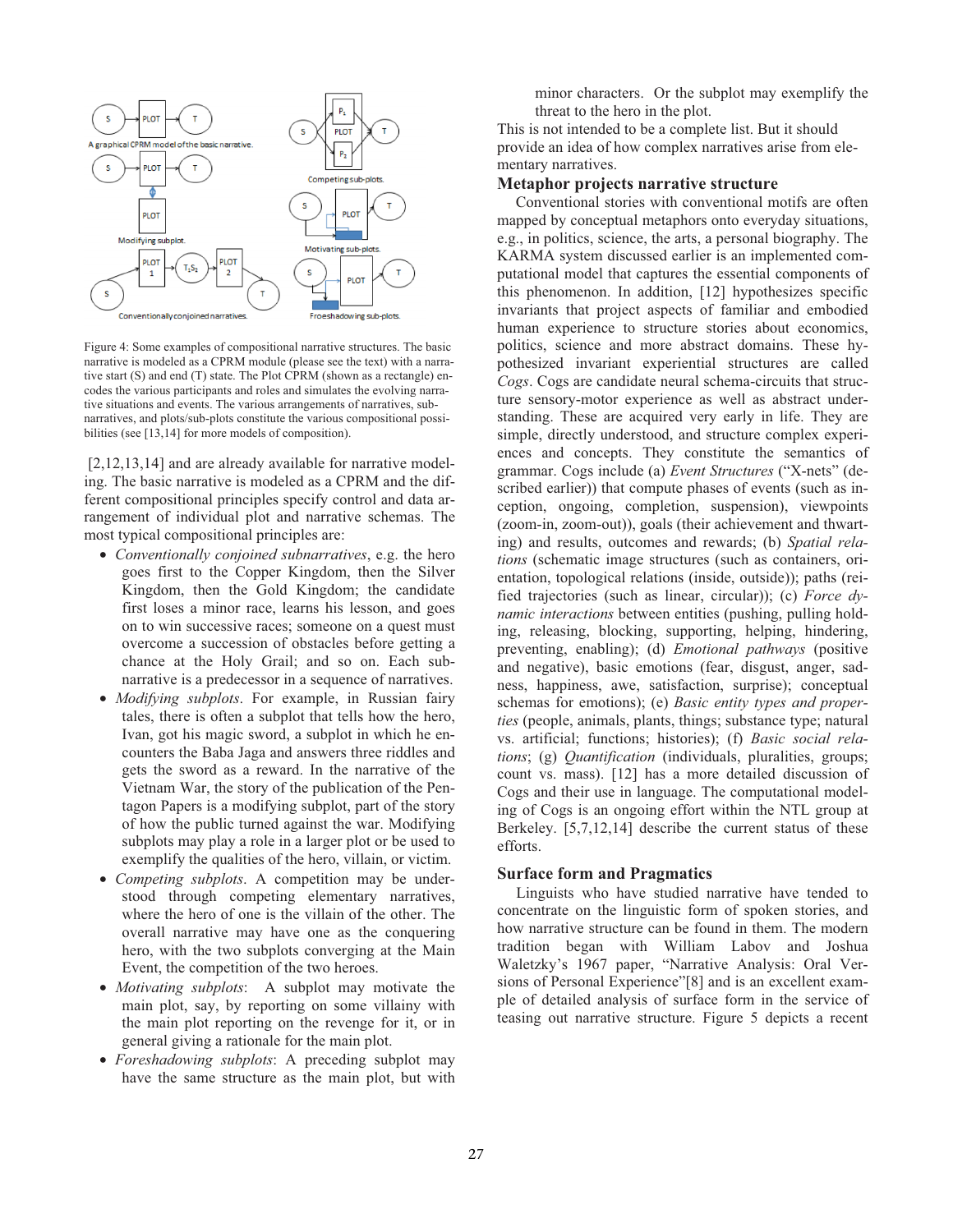Figure 4: Some examples of compositional narrative structures. The basic narrative is modeled as a CPRM module (please see the text) with a narrative start (S) and end (T) state. The Plot CPRM (shown as a rectangle) encodes the various participants and roles and simulates the evolving narrative situations and events. The various arrangements of narratives, sub-narratives, and plots/sub-plots constitute the various compositional possibilities (see [13,14] for more models of composition).

[2,12,13,14] and are already available for narrative modeling. The basic narrative is modeled as a CPRM and the different compositional principles specify control and data arrangement of individual plot and narrative schemas. The most typical compositional principles are:

- *Conventionally conjoined subnarratives*, e.g. the hero goes first to the Copper Kingdom, then the Silver Kingdom, then the Gold Kingdom; the candidate first loses a minor race, learns his lesson, and goes on to win successive races; someone on a quest must overcome a succession of obstacles before getting a chance at the Holy Grail; and so on. Each subnarrative is a predecessor in a sequence of narratives.
- *Modifying subplots*. For example, in Russian fairy tales, there is often a subplot that tells how the hero, Ivan, got his magic sword, a subplot in which he encounters the Baba Jaga and answers three riddles and gets the sword as a reward. In the narrative of the Vietnam War, the story of the publication of the Pentagon Papers is a modifying subplot, part of the story of how the public turned against the war. Modifying subplots may play a role in a larger plot or be used to exemplify the qualities of the hero, villain, or victim.
- *Competing subplots*. A competition may be understood through competing elementary narratives, where the hero of one is the villain of the other. The overall narrative may have one as the conquering hero, with the two subplots converging at the Main Event, the competition of the two heroes.
- *Motivating subplots*: A subplot may motivate the main plot, say, by reporting on some villainy with the main plot reporting on the revenge for it, or in general giving a rationale for the main plot.
- *Foreshadowing subplots*: A preceding subplot may have the same structure as the main plot, but with minor characters. Or the subplot may exemplify the threat to the hero in the plot.

This is not intended to be a complete list. But it should provide an idea of how complex narratives arise from elementary narratives.

## Metaphor projects narrative structure

Conventional stories with conventional motifs are often mapped by conceptual metaphors onto everyday situations, e.g., in politics, science, the arts, a personal biography. The KARMA system discussed earlier is an implemented computational model that captures the essential components of this phenomenon. In addition, [12] hypothesizes specific invariants that project aspects of familiar and embodied human experience to structure stories about economics, politics, science and more abstract domains. These hypothesized invariant experiential structures are called *Cogs*. Cogs are candidate neural schema-circuits that structure sensory-motor experience as well as abstract understanding. These are acquired very early in life. They are simple, directly understood, and structure complex experiences and concepts. They constitute the semantics of grammar. Cogs include (a) *Event Structures* ("X-nets" (described earlier)) that compute phases of events (such as inception, ongoing, completion, suspension), viewpoints (zoom-in, zoom-out)), goals (their achievement and thwarting) and results, outcomes and rewards; (b) *Spatial relations* (schematic image structures (such as containers, orientation, topological relations (inside, outside)); paths (reified trajectories (such as linear, circular)); (c) *Force dynamic interactions* between entities (pushing, pulling holding, releasing, blocking, supporting, helping, hindering, preventing, enabling); (d) *Emotional pathways* (positive and negative), basic emotions (fear, disgust, anger, sadness, happiness, awe, satisfaction, surprise); conceptual schemas for emotions); (e) *Basic entity types and properties* (people, animals, plants, things; substance type; natural vs. artificial; functions; histories); (f) *Basic social relations*; (g) *Quantification* (individuals, pluralities, groups; count vs. mass). [12] has a more detailed discussion of Cogs and their use in language. The computational modeling of Cogs is an ongoing effort within the NTL group at Berkeley. [5,7,12,14] describe the current status of these efforts.

## Surface form and Pragmatics

Linguists who have studied narrative have tended to concentrate on the linguistic form of spoken stories, and how narrative structure can be found in them. The modern tradition began with William Labov and Joshua Waletzky's 1967 paper, "Narrative Analysis: Oral Versions of Personal Experience"[8] and is an excellent example of detailed analysis of surface form in the service of teasing out narrative structure. Figure 5 depicts a recent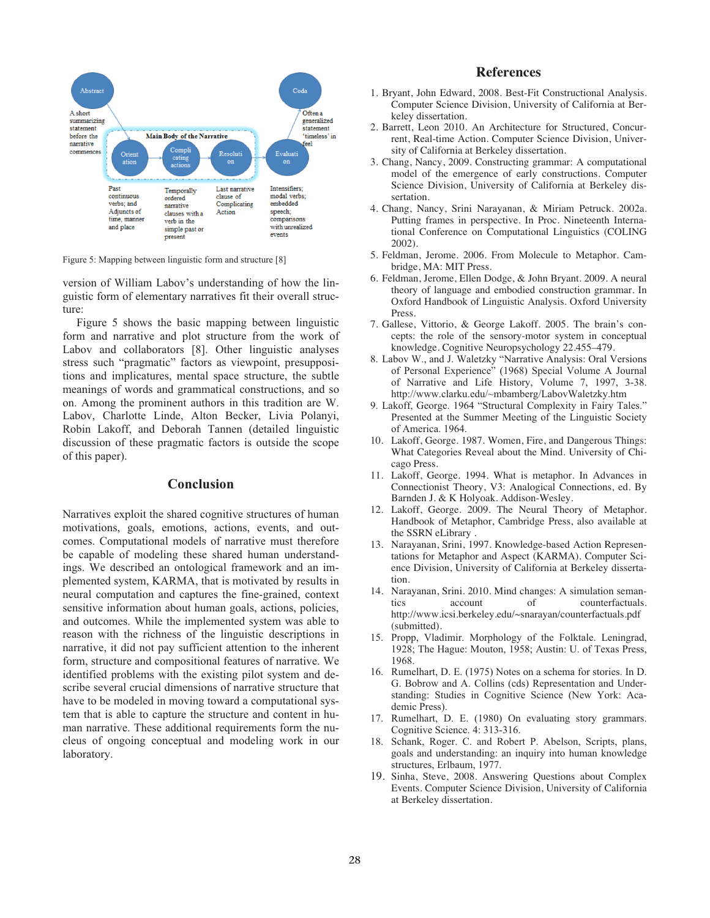Abstract

A short summarizing statement before the narrative commences

Coda

Often a generalized statement 'timeless' in feel

Main Body of the Narrative

Orientation

Complicating actions

Resolution

Evaluation

Past continuous verbs; and Adjuncts of time, manner and place

Temporally ordered narrative clauses with a verb in the simple past or present

Last narrative clause of Complicating Action

Intensifiers; modal verbs; embedded speech; comparisons with unrealized events

Figure 5: Mapping between linguistic form and structure [8]

version of William Labov's understanding of how the linguistic form of elementary narratives fit their overall structure:

Figure 5 shows the basic mapping between linguistic form and narrative and plot structure from the work of Labov and collaborators [8]. Other linguistic analyses stress such "pragmatic" factors as viewpoint, presuppositions and implicatures, mental space structure, the subtle meanings of words and grammatical constructions, and so on. Among the prominent authors in this tradition are W. Labov, Charlotte Linde, Alton Becker, Livia Polanyi, Robin Lakoff, and Deborah Tannen (detailed linguistic discussion of these pragmatic factors is outside the scope of this paper).

## Conclusion

Narratives exploit the shared cognitive structures of human motivations, goals, emotions, actions, events, and outcomes. Computational models of narrative must therefore be capable of modeling these shared human understandings. We described an ontological framework and an implemented system, KARMA, that is motivated by results in neural computation and captures the fine-grained, context sensitive information about human goals, actions, policies, and outcomes. While the implemented system was able to reason with the richness of the linguistic descriptions in narrative, it did not pay sufficient attention to the inherent form, structure and compositional features of narrative. We identified problems with the existing pilot system and describe several crucial dimensions of narrative structure that have to be modeled in moving toward a computational system that is able to capture the structure and content in human narrative. These additional requirements form the nucleus of ongoing conceptual and modeling work in our laboratory.

## References

1. Bryant, John Edward, 2008. Best-Fit Constructional Analysis. Computer Science Division, University of California at Berkeley dissertation.
2. Barrett, Leon 2010. An Architecture for Structured, Concurrent, Real-time Action. Computer Science Division, University of California at Berkeley dissertation.
3. Chang, Nancy, 2009. Constructing grammar: A computational model of the emergence of early constructions. Computer Science Division, University of California at Berkeley dissertation.
4. Chang, Nancy, Srini Narayanan, & Miriam Petruck. 2002a. Putting frames in perspective. In Proc. Nineteenth International Conference on Computational Linguistics (COLING 2002).
5. Feldman, Jerome. 2006. From Molecule to Metaphor. Cambridge, MA: MIT Press.
6. Feldman, Jerome, Ellen Dodge, & John Bryant. 2009. A neural theory of language and embodied construction grammar. In Oxford Handbook of Linguistic Analysis. Oxford University Press.
7. Gallese, Vittorio, & George Lakoff. 2005. The brain's concepts: the role of the sensory-motor system in conceptual knowledge. Cognitive Neuropsychology 22.455–479.
8. Labov W., and J. Waletzky "Narrative Analysis: Oral Versions of Personal Experience" (1968) Special Volume A Journal of Narrative and Life History, Volume 7, 1997, 3-38. http://www.clarku.edu/~mbamberg/LabovWaletzky.htm
9. Lakoff, George. 1964 "Structural Complexity in Fairy Tales." Presented at the Summer Meeting of the Linguistic Society of America. 1964.
10. Lakoff, George. 1987. Women, Fire, and Dangerous Things: What Categories Reveal about the Mind. University of Chicago Press.
11. Lakoff, George. 1994. What is metaphor. In Advances in Connectionist Theory, V3: Analogical Connections, ed. By Barnden J. & K Holyoak. Addison-Wesley.
12. Lakoff, George. 2009. The Neural Theory of Metaphor. Handbook of Metaphor, Cambridge Press, also available at the SSRN eLibrary .
13. Narayanan, Srini, 1997. Knowledge-based Action Representations for Metaphor and Aspect (KARMA). Computer Science Division, University of California at Berkeley dissertation.
14. Narayanan, Srini. 2010. Mind changes: A simulation semantics account of counterfactuals. http://www.icsi.berkeley.edu/~snarayan/counterfactuals.pdf (submitted).
15. Propp, Vladimir. Morphology of the Folktale. Leningrad, 1928; The Hague: Mouton, 1958; Austin: U. of Texas Press, 1968.
16. Rumelhart, D. E. (1975) Notes on a schema for stories. In D. G. Bobrow and A. Collins (cds) Representation and Understanding: Studies in Cognitive Science (New York: Academic Press).
17. Rumelhart, D. E. (1980) On evaluating story grammars. Cognitive Science. 4: 313-316.
18. Schank, Roger. C. and Robert P. Abelson, Scripts, plans, goals and understanding: an inquiry into human knowledge structures, Erlbaum, 1977.
19. Sinha, Steve, 2008. Answering Questions about Complex Events. Computer Science Division, University of California at Berkeley dissertation.